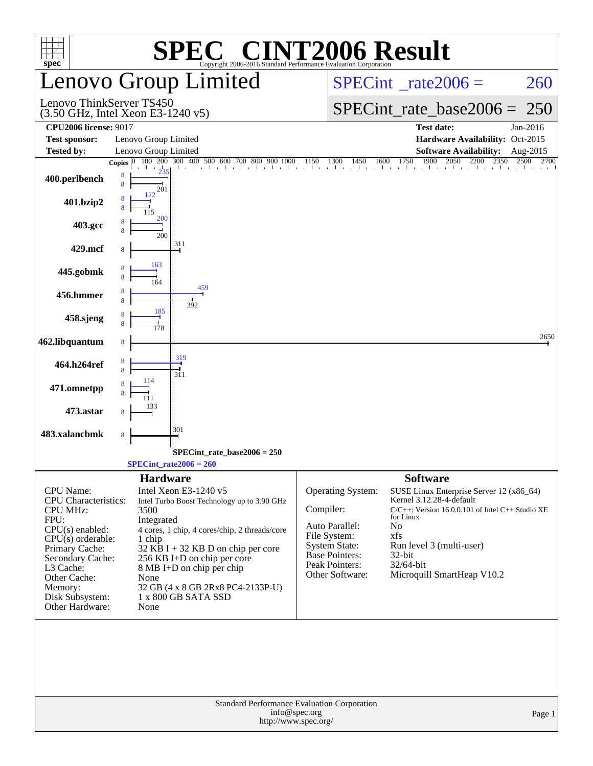# SPEC CINT2006 Result

Copyright 2006-2016 Standard Performance Evaluation Corporation

## Lenovo Group Limited

Lenovo ThinkServer TS450
(3.50 GHz, Intel Xeon E3-1240 v5)

SPECint_rate2006 = 260

SPECint_rate_base2006 = 250

| | | | |
|---|---|---|---|
| **CPU2006 license:** 9017 | | **Test date:** | Jan-2016 |
| **Test sponsor:** | Lenovo Group Limited | **Hardware Availability:** | Oct-2015 |
| **Tested by:** | Lenovo Group Limited | **Software Availability:** | Aug-2015 |

| Benchmark | Copies (peak) | Peak | Copies (base) | Base |
|---|---|---|---|---|
| 400.perlbench | 8 | 235 | 8 | 201 |
| 401.bzip2 | 8 | 122 | 8 | 115 |
| 403.gcc | 8 | 200 | 8 | 200 |
| 429.mcf | | | 8 | 311 |
| 445.gobmk | 8 | 163 | 8 | 164 |
| 456.hmmer | 8 | 459 | 8 | 392 |
| 458.sjeng | 8 | 185 | 8 | 178 |
| 462.libquantum | | | 8 | 2650 |
| 464.h264ref | 8 | 319 | 8 | 311 |
| 471.omnetpp | 8 | 114 | 8 | 111 |
| 473.astar | | | 8 | 133 |
| 483.xalancbmk | | | 8 | 301 |

SPECint_rate_base2006 = 250

SPECint_rate2006 = 260

### Hardware

| | |
|---|---|
| CPU Name: | Intel Xeon E3-1240 v5 |
| CPU Characteristics: | Intel Turbo Boost Technology up to 3.90 GHz |
| CPU MHz: | 3500 |
| FPU: | Integrated |
| CPU(s) enabled: | 4 cores, 1 chip, 4 cores/chip, 2 threads/core |
| CPU(s) orderable: | 1 chip |
| Primary Cache: | 32 KB I + 32 KB D on chip per core |
| Secondary Cache: | 256 KB I+D on chip per core |
| L3 Cache: | 8 MB I+D on chip per chip |
| Other Cache: | None |
| Memory: | 32 GB (4 x 8 GB 2Rx8 PC4-2133P-U) |
| Disk Subsystem: | 1 x 800 GB SATA SSD |
| Other Hardware: | None |

### Software

| | |
|---|---|
| Operating System: | SUSE Linux Enterprise Server 12 (x86_64) Kernel 3.12.28-4-default |
| Compiler: | C/C++: Version 16.0.0.101 of Intel C++ Studio XE for Linux |
| Auto Parallel: | No |
| File System: | xfs |
| System State: | Run level 3 (multi-user) |
| Base Pointers: | 32-bit |
| Peak Pointers: | 32/64-bit |
| Other Software: | Microquill SmartHeap V10.2 |

Standard Performance Evaluation Corporation
info@spec.org
http://www.spec.org/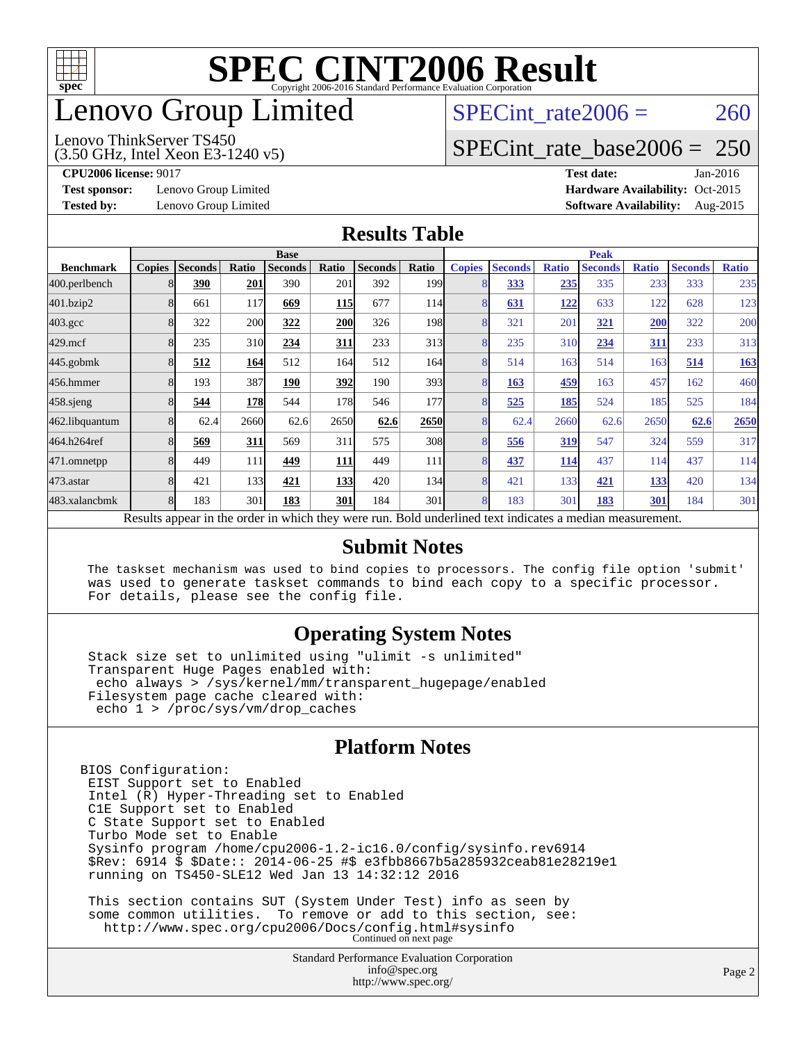# SPEC CINT2006 Result

Copyright 2006-2016 Standard Performance Evaluation Corporation

# Lenovo Group Limited

Lenovo ThinkServer TS450
(3.50 GHz, Intel Xeon E3-1240 v5)

SPECint_rate2006 = 260

SPECint_rate_base2006 = 250

**CPU2006 license:** 9017
**Test sponsor:** Lenovo Group Limited
**Tested by:** Lenovo Group Limited

**Test date:** Jan-2016
**Hardware Availability:** Oct-2015
**Software Availability:** Aug-2015

## Results Table

| Benchmark | Base | | | | | | | Peak | | | | | | |
|---|---|---|---|---|---|---|---|---|---|---|---|---|---|---|
| | Copies | Seconds | Ratio | Seconds | Ratio | Seconds | Ratio | Copies | Seconds | Ratio | Seconds | Ratio | Seconds | Ratio |
| 400.perlbench | 8 | **390** | **201** | 390 | 201 | 392 | 199 | 8 | **333** | **235** | 335 | 233 | 333 | 235 |
| 401.bzip2 | 8 | 661 | 117 | **669** | **115** | 677 | 114 | 8 | **631** | **122** | 633 | 122 | 628 | 123 |
| 403.gcc | 8 | 322 | 200 | **322** | **200** | 326 | 198 | 8 | 321 | 201 | **321** | **200** | 322 | 200 |
| 429.mcf | 8 | 235 | 310 | **234** | **311** | 233 | 313 | 8 | 235 | 310 | **234** | **311** | 233 | 313 |
| 445.gobmk | 8 | **512** | **164** | 512 | 164 | 512 | 164 | 8 | 514 | 163 | 514 | 163 | **514** | **163** |
| 456.hmmer | 8 | 193 | 387 | **190** | **392** | 190 | 393 | 8 | **163** | **459** | 163 | 457 | 162 | 460 |
| 458.sjeng | 8 | **544** | **178** | 544 | 178 | 546 | 177 | 8 | **525** | **185** | 524 | 185 | 525 | 184 |
| 462.libquantum | 8 | 62.4 | 2660 | 62.6 | 2650 | **62.6** | **2650** | 8 | 62.4 | 2660 | 62.6 | 2650 | **62.6** | **2650** |
| 464.h264ref | 8 | **569** | **311** | 569 | 311 | 575 | 308 | 8 | **556** | **319** | 547 | 324 | 559 | 317 |
| 471.omnetpp | 8 | 449 | 111 | **449** | **111** | 449 | 111 | 8 | **437** | **114** | 437 | 114 | 437 | 114 |
| 473.astar | 8 | 421 | 133 | **421** | **133** | 420 | 134 | 8 | 421 | 133 | **421** | **133** | 420 | 134 |
| 483.xalancbmk | 8 | 183 | 301 | **183** | **301** | 184 | 301 | 8 | 183 | 301 | **183** | **301** | 184 | 301 |

Results appear in the order in which they were run. Bold underlined text indicates a median measurement.

## Submit Notes

```
The taskset mechanism was used to bind copies to processors. The config file option 'submit'
was used to generate taskset commands to bind each copy to a specific processor.
For details, please see the config file.
```

## Operating System Notes

```
Stack size set to unlimited using "ulimit -s unlimited"
Transparent Huge Pages enabled with:
 echo always > /sys/kernel/mm/transparent_hugepage/enabled
Filesystem page cache cleared with:
 echo 1 > /proc/sys/vm/drop_caches
```

## Platform Notes

```
BIOS Configuration:
 EIST Support set to Enabled
 Intel (R) Hyper-Threading set to Enabled
 C1E Support set to Enabled
 C State Support set to Enabled
 Turbo Mode set to Enable
 Sysinfo program /home/cpu2006-1.2-ic16.0/config/sysinfo.rev6914
 $Rev: 6914 $ $Date:: 2014-06-25 #$ e3fbb8667b5a285932ceab81e28219e1
 running on TS450-SLE12 Wed Jan 13 14:32:12 2016

 This section contains SUT (System Under Test) info as seen by
 some common utilities.  To remove or add to this section, see:
   http://www.spec.org/cpu2006/Docs/config.html#sysinfo
```

Continued on next page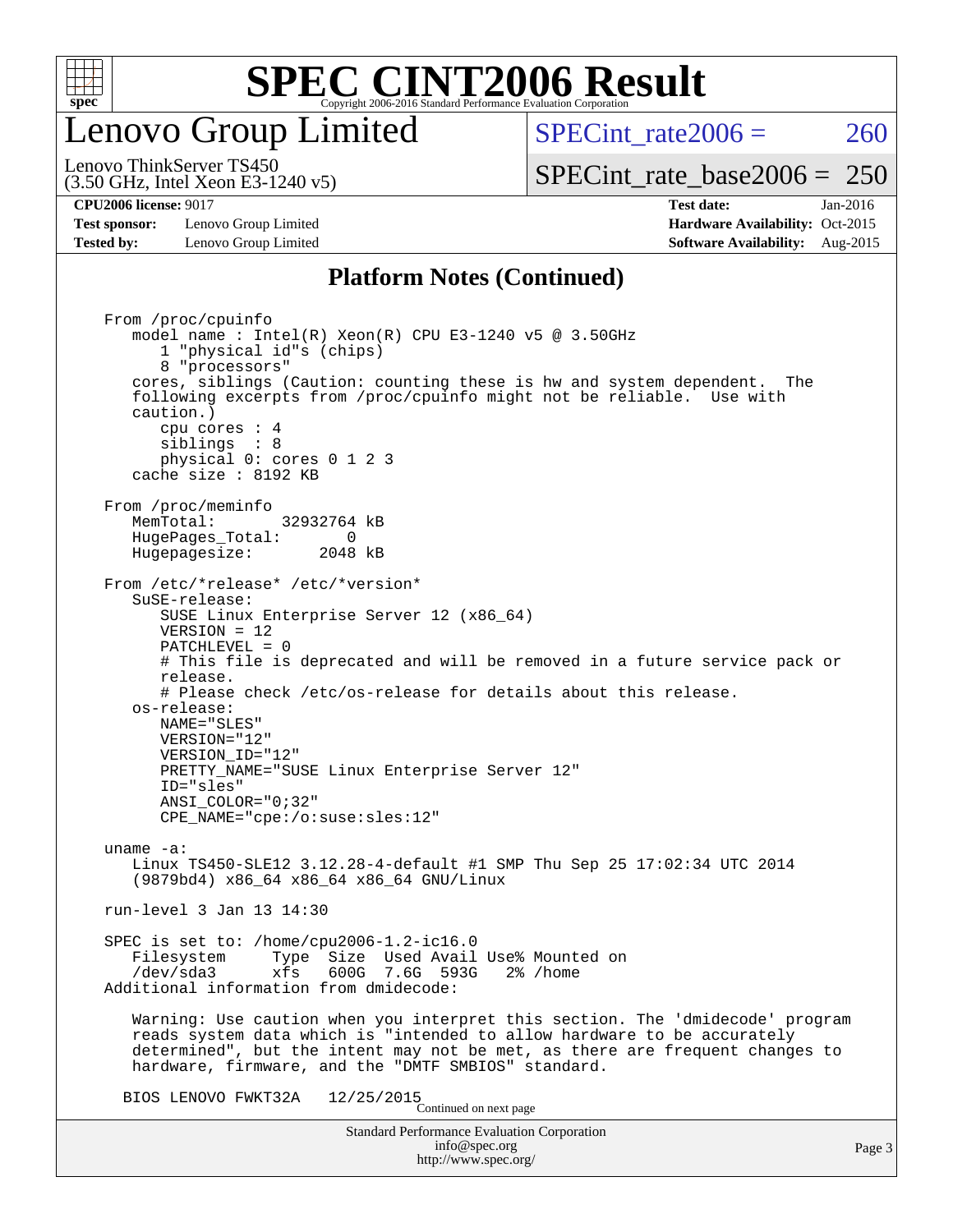# SPEC CINT2006 Result

## Lenovo Group Limited

Lenovo ThinkServer TS450
(3.50 GHz, Intel Xeon E3-1240 v5)

SPECint_rate2006 = 260

SPECint_rate_base2006 = 250

**CPU2006 license:** 9017
**Test sponsor:** Lenovo Group Limited
**Tested by:** Lenovo Group Limited

**Test date:** Jan-2016
**Hardware Availability:** Oct-2015
**Software Availability:** Aug-2015

### Platform Notes (Continued)

```
From /proc/cpuinfo
   model name : Intel(R) Xeon(R) CPU E3-1240 v5 @ 3.50GHz
      1 "physical id"s (chips)
      8 "processors"
   cores, siblings (Caution: counting these is hw and system dependent.  The
   following excerpts from /proc/cpuinfo might not be reliable.  Use with
   caution.)
      cpu cores : 4
      siblings  : 8
      physical 0: cores 0 1 2 3
   cache size : 8192 KB

From /proc/meminfo
   MemTotal:       32932764 kB
   HugePages_Total:       0
   Hugepagesize:       2048 kB

From /etc/*release* /etc/*version*
   SuSE-release:
      SUSE Linux Enterprise Server 12 (x86_64)
      VERSION = 12
      PATCHLEVEL = 0
      # This file is deprecated and will be removed in a future service pack or
      release.
      # Please check /etc/os-release for details about this release.
   os-release:
      NAME="SLES"
      VERSION="12"
      VERSION_ID="12"
      PRETTY_NAME="SUSE Linux Enterprise Server 12"
      ID="sles"
      ANSI_COLOR="0;32"
      CPE_NAME="cpe:/o:suse:sles:12"

uname -a:
   Linux TS450-SLE12 3.12.28-4-default #1 SMP Thu Sep 25 17:02:34 UTC 2014
   (9879bd4) x86_64 x86_64 x86_64 GNU/Linux

run-level 3 Jan 13 14:30

SPEC is set to: /home/cpu2006-1.2-ic16.0
   Filesystem     Type  Size  Used Avail Use% Mounted on
   /dev/sda3      xfs   600G  7.6G  593G   2% /home
Additional information from dmidecode:

   Warning: Use caution when you interpret this section. The 'dmidecode' program
   reads system data which is "intended to allow hardware to be accurately
   determined", but the intent may not be met, as there are frequent changes to
   hardware, firmware, and the "DMTF SMBIOS" standard.

  BIOS LENOVO FWKT32A   12/25/2015
```

Continued on next page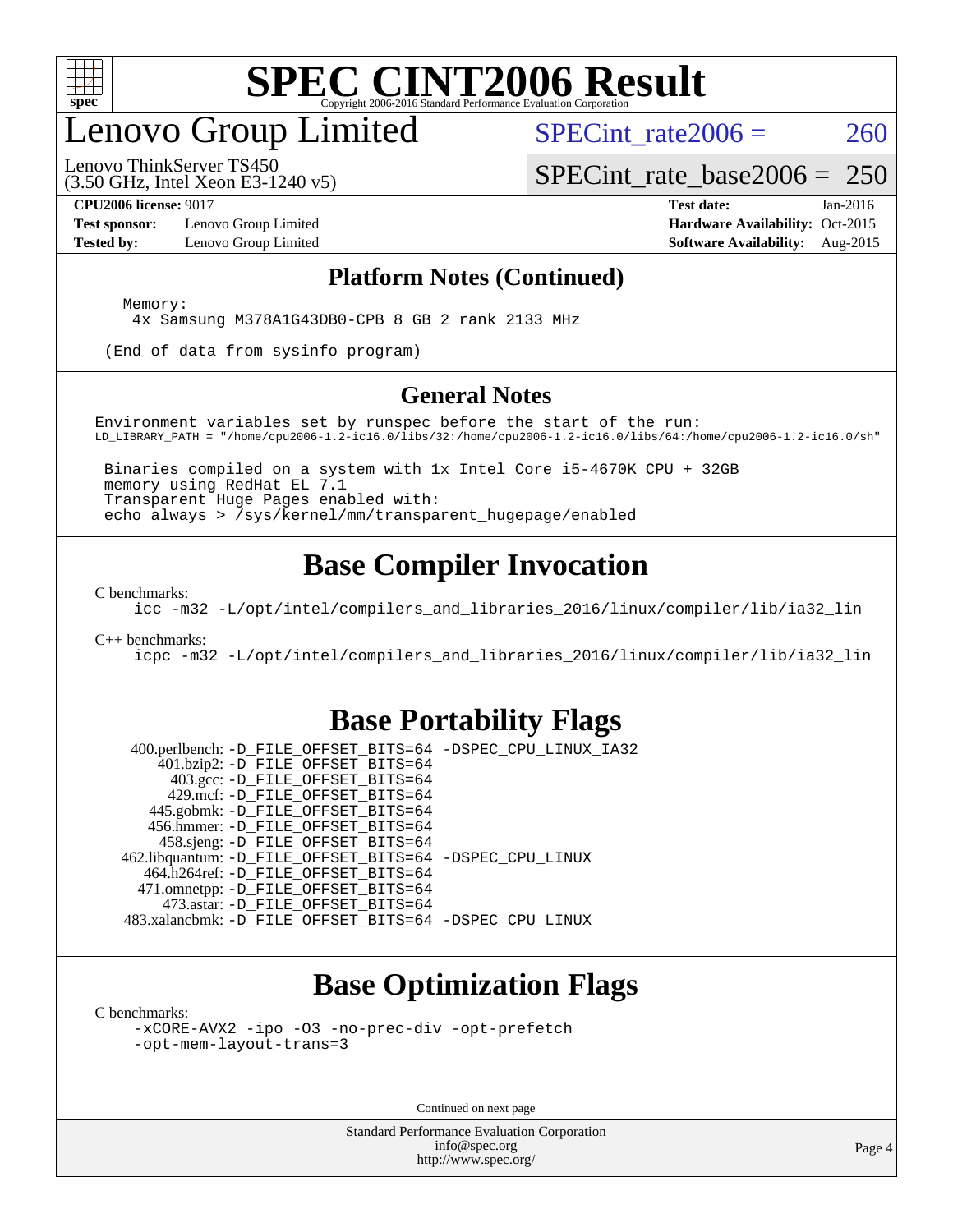# Lenovo Group Limited

Lenovo ThinkServer TS450
(3.50 GHz, Intel Xeon E3-1240 v5)

SPECint_rate2006 = 260

SPECint_rate_base2006 = 250

**CPU2006 license:** 9017
**Test sponsor:** Lenovo Group Limited
**Tested by:** Lenovo Group Limited

**Test date:** Jan-2016
**Hardware Availability:** Oct-2015
**Software Availability:** Aug-2015

## Platform Notes (Continued)

```
Memory:
 4x Samsung M378A1G43DB0-CPB 8 GB 2 rank 2133 MHz

(End of data from sysinfo program)
```

## General Notes

```
Environment variables set by runspec before the start of the run:
LD_LIBRARY_PATH = "/home/cpu2006-1.2-ic16.0/libs/32:/home/cpu2006-1.2-ic16.0/libs/64:/home/cpu2006-1.2-ic16.0/sh"

 Binaries compiled on a system with 1x Intel Core i5-4670K CPU + 32GB
 memory using RedHat EL 7.1
 Transparent Huge Pages enabled with:
 echo always > /sys/kernel/mm/transparent_hugepage/enabled
```

## Base Compiler Invocation

C benchmarks:
```
icc -m32 -L/opt/intel/compilers_and_libraries_2016/linux/compiler/lib/ia32_lin
```

C++ benchmarks:
```
icpc -m32 -L/opt/intel/compilers_and_libraries_2016/linux/compiler/lib/ia32_lin
```

## Base Portability Flags

```
  400.perlbench: -D_FILE_OFFSET_BITS=64 -DSPEC_CPU_LINUX_IA32
      401.bzip2: -D_FILE_OFFSET_BITS=64
        403.gcc: -D_FILE_OFFSET_BITS=64
        429.mcf: -D_FILE_OFFSET_BITS=64
      445.gobmk: -D_FILE_OFFSET_BITS=64
      456.hmmer: -D_FILE_OFFSET_BITS=64
      458.sjeng: -D_FILE_OFFSET_BITS=64
 462.libquantum: -D_FILE_OFFSET_BITS=64 -DSPEC_CPU_LINUX
    464.h264ref: -D_FILE_OFFSET_BITS=64
    471.omnetpp: -D_FILE_OFFSET_BITS=64
      473.astar: -D_FILE_OFFSET_BITS=64
 483.xalancbmk: -D_FILE_OFFSET_BITS=64 -DSPEC_CPU_LINUX
```

## Base Optimization Flags

C benchmarks:
```
-xCORE-AVX2 -ipo -O3 -no-prec-div -opt-prefetch
-opt-mem-layout-trans=3
```

Continued on next page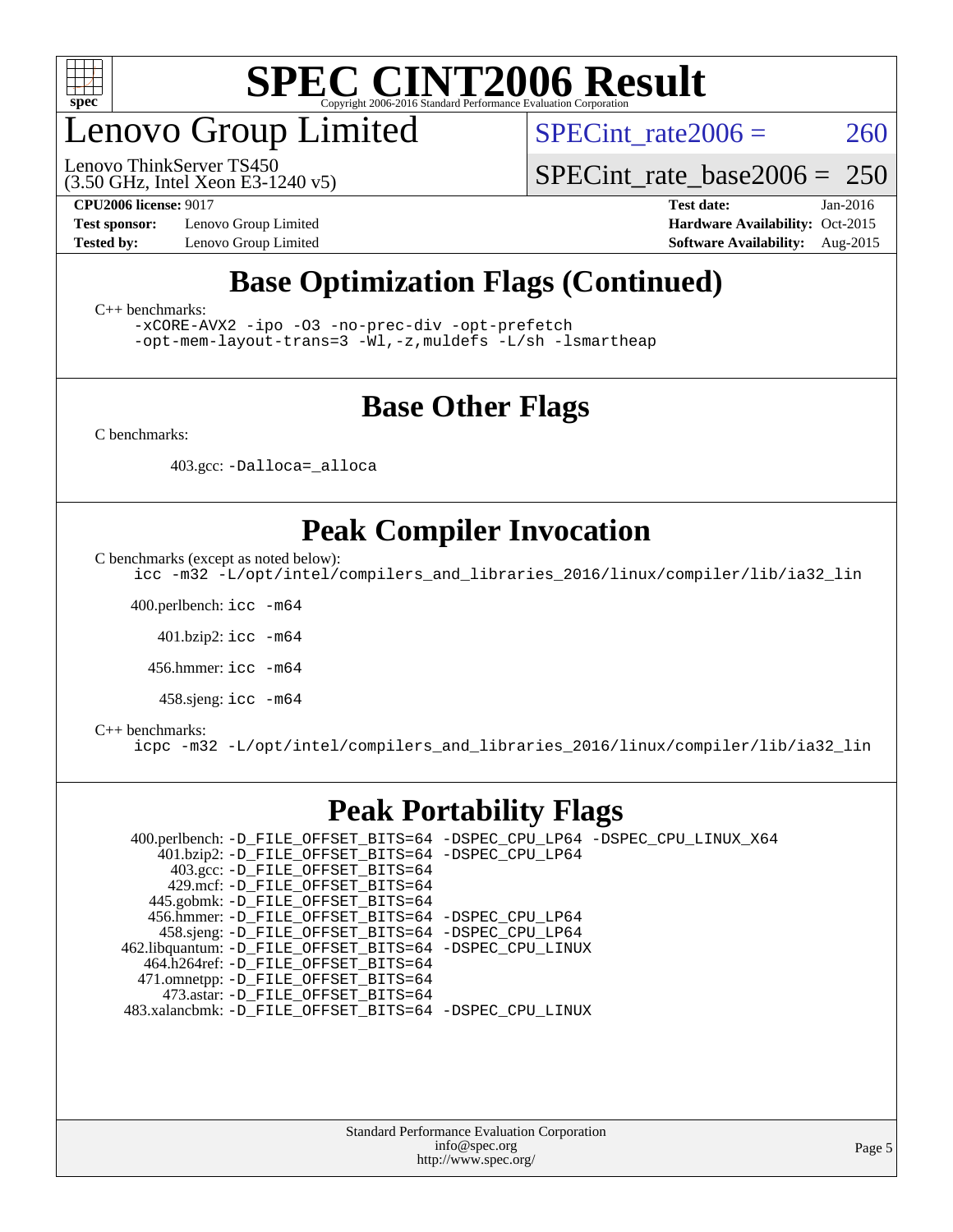# SPEC CINT2006 Result

Copyright 2006-2016 Standard Performance Evaluation Corporation

## Lenovo Group Limited

Lenovo ThinkServer TS450
(3.50 GHz, Intel Xeon E3-1240 v5)

SPECint_rate2006 = 260

SPECint_rate_base2006 = 250

**CPU2006 license:** 9017
**Test sponsor:** Lenovo Group Limited
**Tested by:** Lenovo Group Limited

**Test date:** Jan-2016
**Hardware Availability:** Oct-2015
**Software Availability:** Aug-2015

## Base Optimization Flags (Continued)

C++ benchmarks:

```
-xCORE-AVX2 -ipo -O3 -no-prec-div -opt-prefetch
-opt-mem-layout-trans=3 -Wl,-z,muldefs -L/sh -lsmartheap
```

## Base Other Flags

C benchmarks:

403.gcc: `-Dalloca=_alloca`

## Peak Compiler Invocation

C benchmarks (except as noted below):

```
icc -m32 -L/opt/intel/compilers_and_libraries_2016/linux/compiler/lib/ia32_lin
```

400.perlbench: `icc -m64`

401.bzip2: `icc -m64`

456.hmmer: `icc -m64`

458.sjeng: `icc -m64`

C++ benchmarks:

```
icpc -m32 -L/opt/intel/compilers_and_libraries_2016/linux/compiler/lib/ia32_lin
```

## Peak Portability Flags

400.perlbench: `-D_FILE_OFFSET_BITS=64 -DSPEC_CPU_LP64 -DSPEC_CPU_LINUX_X64`
401.bzip2: `-D_FILE_OFFSET_BITS=64 -DSPEC_CPU_LP64`
403.gcc: `-D_FILE_OFFSET_BITS=64`
429.mcf: `-D_FILE_OFFSET_BITS=64`
445.gobmk: `-D_FILE_OFFSET_BITS=64`
456.hmmer: `-D_FILE_OFFSET_BITS=64 -DSPEC_CPU_LP64`
458.sjeng: `-D_FILE_OFFSET_BITS=64 -DSPEC_CPU_LP64`
462.libquantum: `-D_FILE_OFFSET_BITS=64 -DSPEC_CPU_LINUX`
464.h264ref: `-D_FILE_OFFSET_BITS=64`
471.omnetpp: `-D_FILE_OFFSET_BITS=64`
473.astar: `-D_FILE_OFFSET_BITS=64`
483.xalancbmk: `-D_FILE_OFFSET_BITS=64 -DSPEC_CPU_LINUX`

Standard Performance Evaluation Corporation
info@spec.org
http://www.spec.org/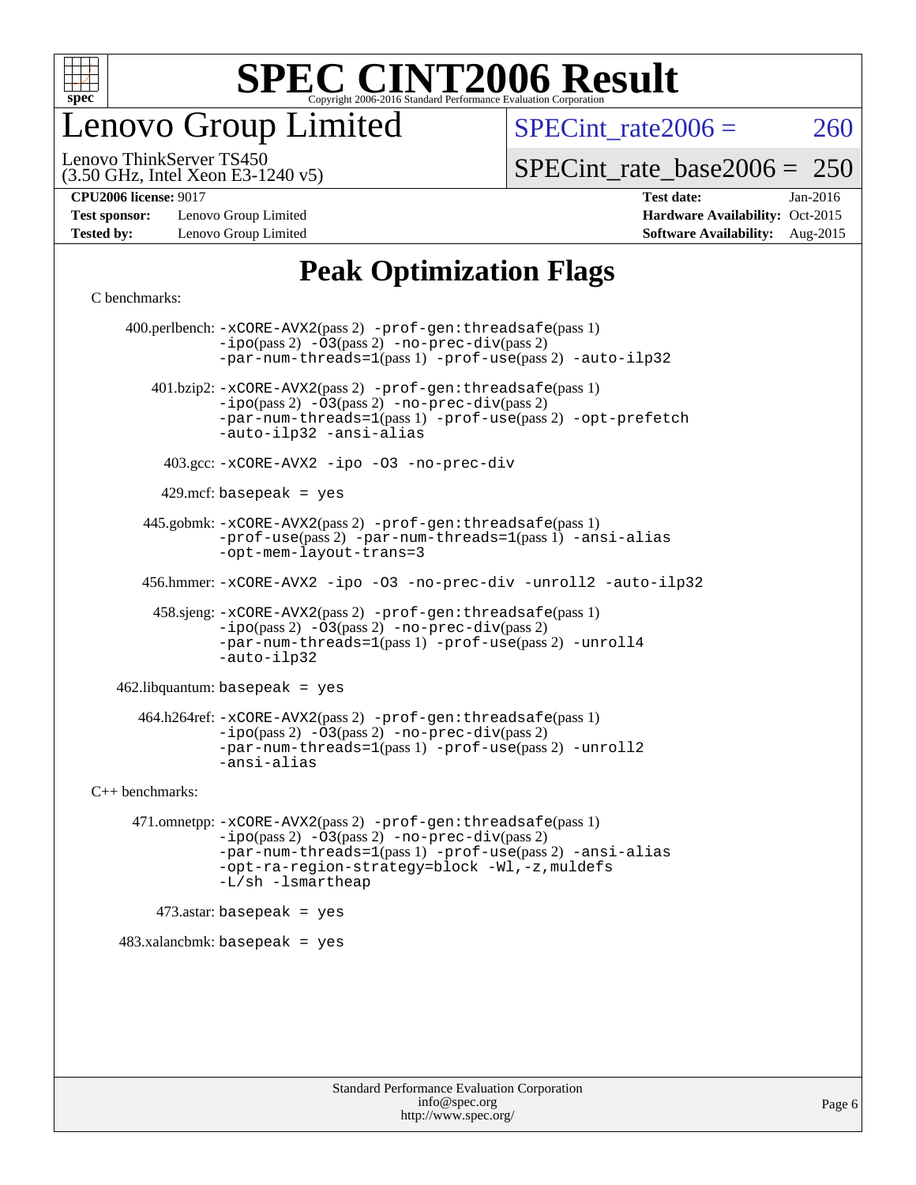# SPEC CINT2006 Result

Copyright 2006-2016 Standard Performance Evaluation Corporation

# Lenovo Group Limited

Lenovo ThinkServer TS450
(3.50 GHz, Intel Xeon E3-1240 v5)

SPECint_rate2006 = 260

SPECint_rate_base2006 = 250

**CPU2006 license:** 9017
**Test sponsor:** Lenovo Group Limited
**Tested by:** Lenovo Group Limited

**Test date:** Jan-2016
**Hardware Availability:** Oct-2015
**Software Availability:** Aug-2015

## Peak Optimization Flags

C benchmarks:

400.perlbench: -xCORE-AVX2(pass 2) -prof-gen:threadsafe(pass 1) -ipo(pass 2) -O3(pass 2) -no-prec-div(pass 2) -par-num-threads=1(pass 1) -prof-use(pass 2) -auto-ilp32

401.bzip2: -xCORE-AVX2(pass 2) -prof-gen:threadsafe(pass 1) -ipo(pass 2) -O3(pass 2) -no-prec-div(pass 2) -par-num-threads=1(pass 1) -prof-use(pass 2) -opt-prefetch -auto-ilp32 -ansi-alias

403.gcc: -xCORE-AVX2 -ipo -O3 -no-prec-div

429.mcf: basepeak = yes

445.gobmk: -xCORE-AVX2(pass 2) -prof-gen:threadsafe(pass 1) -prof-use(pass 2) -par-num-threads=1(pass 1) -ansi-alias -opt-mem-layout-trans=3

456.hmmer: -xCORE-AVX2 -ipo -O3 -no-prec-div -unroll2 -auto-ilp32

458.sjeng: -xCORE-AVX2(pass 2) -prof-gen:threadsafe(pass 1) -ipo(pass 2) -O3(pass 2) -no-prec-div(pass 2) -par-num-threads=1(pass 1) -prof-use(pass 2) -unroll4 -auto-ilp32

462.libquantum: basepeak = yes

464.h264ref: -xCORE-AVX2(pass 2) -prof-gen:threadsafe(pass 1) -ipo(pass 2) -O3(pass 2) -no-prec-div(pass 2) -par-num-threads=1(pass 1) -prof-use(pass 2) -unroll2 -ansi-alias

C++ benchmarks:

471.omnetpp: -xCORE-AVX2(pass 2) -prof-gen:threadsafe(pass 1) -ipo(pass 2) -O3(pass 2) -no-prec-div(pass 2) -par-num-threads=1(pass 1) -prof-use(pass 2) -ansi-alias -opt-ra-region-strategy=block -Wl,-z,muldefs -L/sh -lsmartheap

473.astar: basepeak = yes

483.xalancbmk: basepeak = yes

Standard Performance Evaluation Corporation
info@spec.org
http://www.spec.org/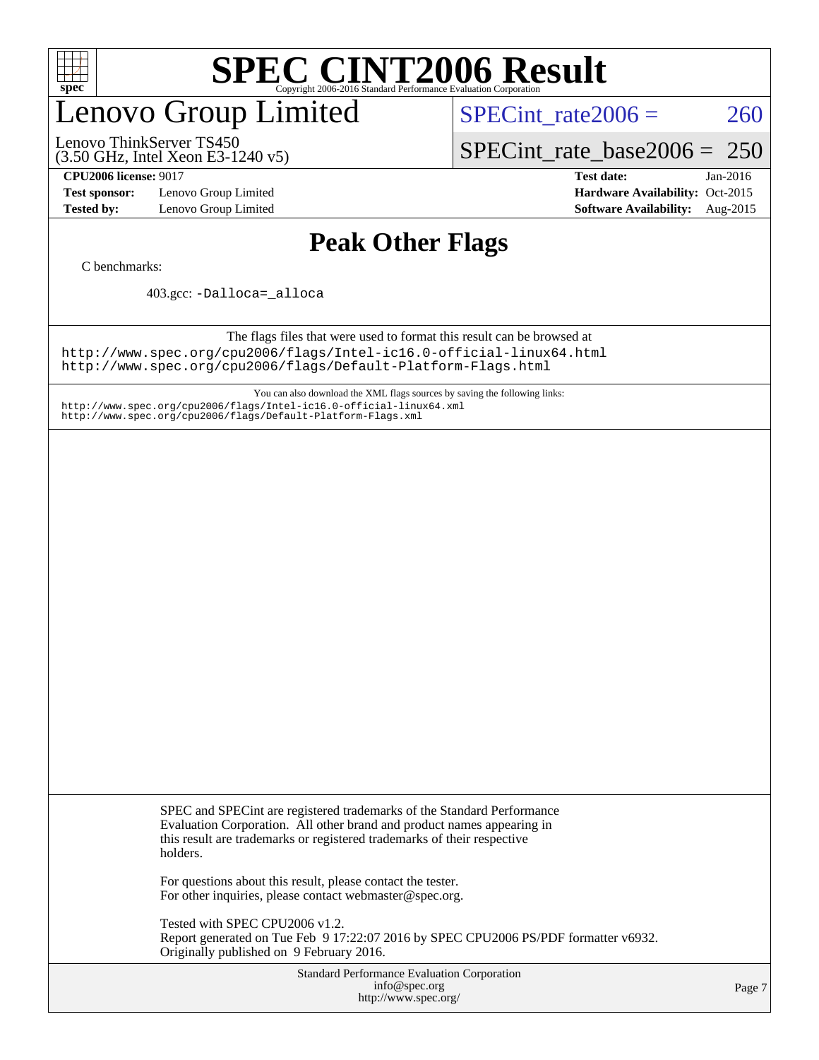# Peak Other Flags

C benchmarks:

403.gcc: -Dalloca=_alloca

The flags files that were used to format this result can be browsed at
http://www.spec.org/cpu2006/flags/Intel-ic16.0-official-linux64.html
http://www.spec.org/cpu2006/flags/Default-Platform-Flags.html

You can also download the XML flags sources by saving the following links:
http://www.spec.org/cpu2006/flags/Intel-ic16.0-official-linux64.xml
http://www.spec.org/cpu2006/flags/Default-Platform-Flags.xml

SPEC and SPECint are registered trademarks of the Standard Performance Evaluation Corporation. All other brand and product names appearing in this result are trademarks or registered trademarks of their respective holders.

For questions about this result, please contact the tester.
For other inquiries, please contact webmaster@spec.org.

Tested with SPEC CPU2006 v1.2.
Report generated on Tue Feb 9 17:22:07 2016 by SPEC CPU2006 PS/PDF formatter v6932.
Originally published on 9 February 2016.